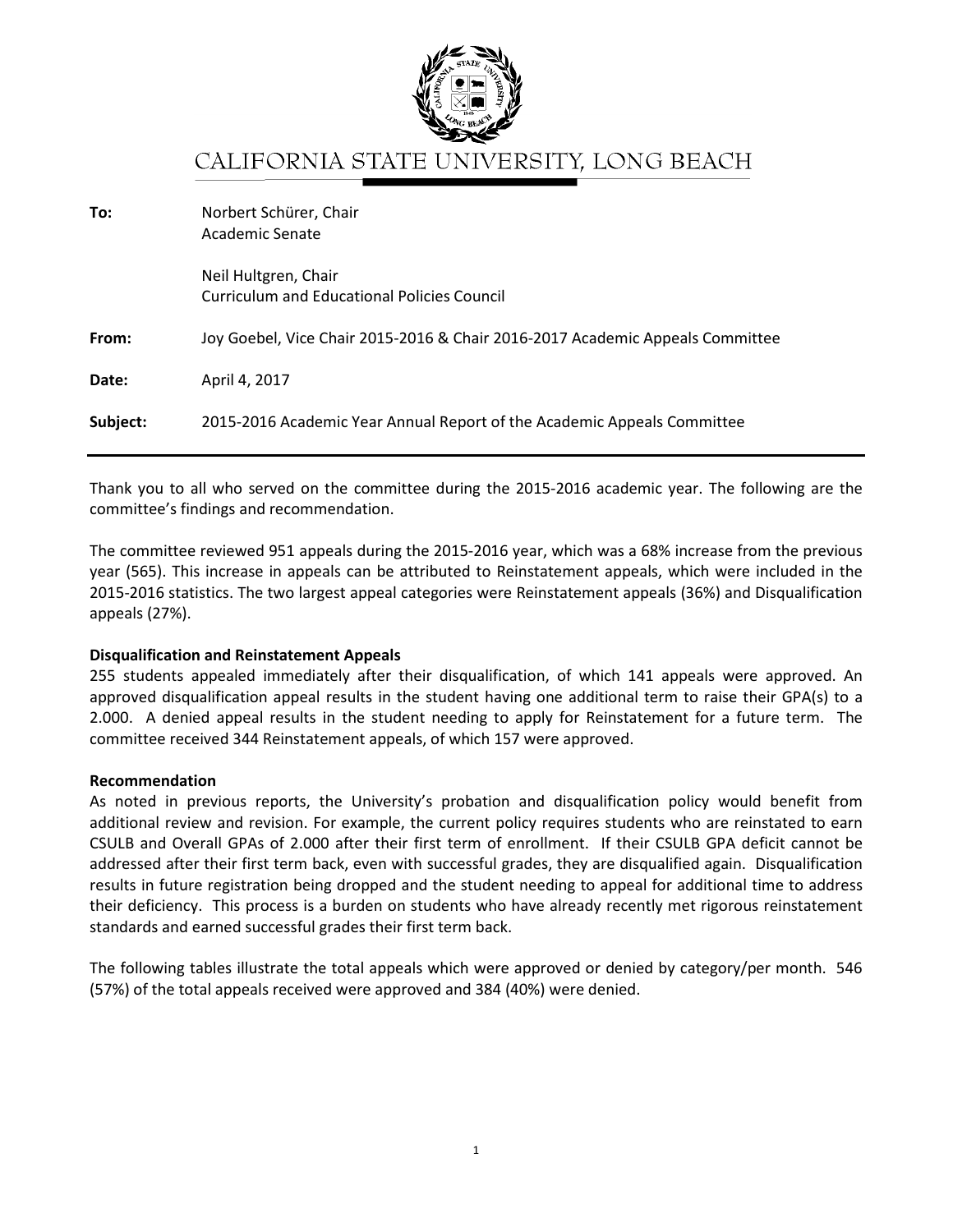# CALIFORNIA STATE UNIVERSITY, LONG BEACH

| | |
|---|---|
| **To:** | Norbert Schürer, Chair<br>Academic Senate<br><br>Neil Hultgren, Chair<br>Curriculum and Educational Policies Council |
| **From:** | Joy Goebel, Vice Chair 2015-2016 & Chair 2016-2017 Academic Appeals Committee |
| **Date:** | April 4, 2017 |
| **Subject:** | 2015-2016 Academic Year Annual Report of the Academic Appeals Committee |

---

Thank you to all who served on the committee during the 2015-2016 academic year. The following are the committee's findings and recommendation.

The committee reviewed 951 appeals during the 2015-2016 year, which was a 68% increase from the previous year (565). This increase in appeals can be attributed to Reinstatement appeals, which were included in the 2015-2016 statistics. The two largest appeal categories were Reinstatement appeals (36%) and Disqualification appeals (27%).

**Disqualification and Reinstatement Appeals**

255 students appealed immediately after their disqualification, of which 141 appeals were approved. An approved disqualification appeal results in the student having one additional term to raise their GPA(s) to a 2.000. A denied appeal results in the student needing to apply for Reinstatement for a future term. The committee received 344 Reinstatement appeals, of which 157 were approved.

**Recommendation**

As noted in previous reports, the University's probation and disqualification policy would benefit from additional review and revision. For example, the current policy requires students who are reinstated to earn CSULB and Overall GPAs of 2.000 after their first term of enrollment. If their CSULB GPA deficit cannot be addressed after their first term back, even with successful grades, they are disqualified again. Disqualification results in future registration being dropped and the student needing to appeal for additional time to address their deficiency. This process is a burden on students who have already recently met rigorous reinstatement standards and earned successful grades their first term back.

The following tables illustrate the total appeals which were approved or denied by category/per month. 546 (57%) of the total appeals received were approved and 384 (40%) were denied.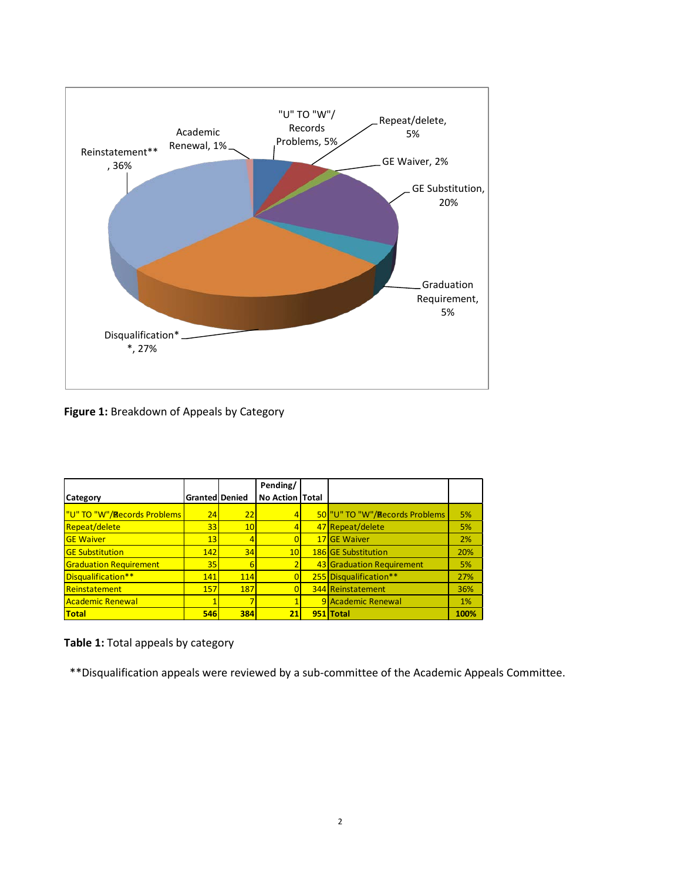**Figure 1:** Breakdown of Appeals by Category

| Category | Granted | Denied | Pending/ No Action | Total | | |
|---|---|---|---|---|---|---|
| "U" TO "W"/Records Problems | 24 | 22 | 4 | 50 | "U" TO "W"/Records Problems | 5% |
| Repeat/delete | 33 | 10 | 4 | 47 | Repeat/delete | 5% |
| GE Waiver | 13 | 4 | 0 | 17 | GE Waiver | 2% |
| GE Substitution | 142 | 34 | 10 | 186 | GE Substitution | 20% |
| Graduation Requirement | 35 | 6 | 2 | 43 | Graduation Requirement | 5% |
| Disqualification** | 141 | 114 | 0 | 255 | Disqualification** | 27% |
| Reinstatement | 157 | 187 | 0 | 344 | Reinstatement | 36% |
| Academic Renewal | 1 | 7 | 1 | 9 | Academic Renewal | 1% |
| **Total** | **546** | **384** | **21** | **951** | **Total** | **100%** |

**Table 1:** Total appeals by category

**Disqualification appeals were reviewed by a sub-committee of the Academic Appeals Committee.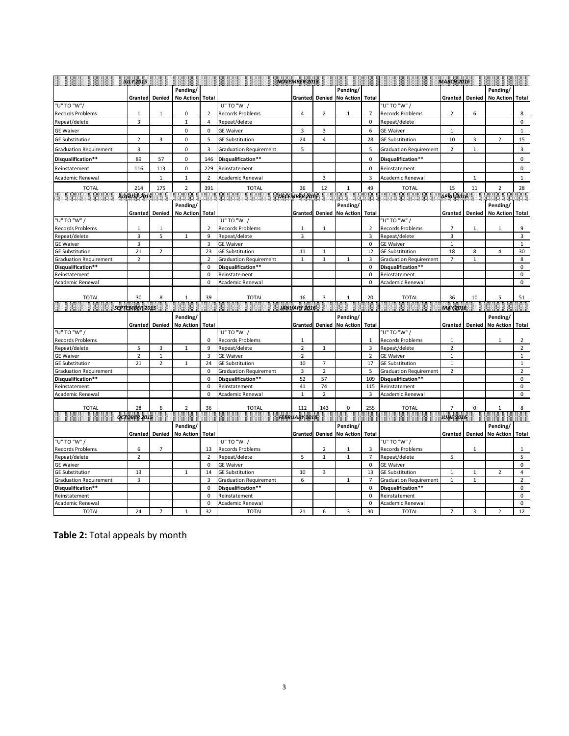| JULY 2015 | Granted | Denied | Pending/ No Action | Total |
|---|---|---|---|---|
| "U" TO "W"/ Records Problems | 1 | 1 | 0 | 2 |
| Repeat/delete | 3 | | 1 | 4 |
| GE Waiver | | | 0 | 0 |
| GE Substitution | 2 | 3 | 0 | 5 |
| Graduation Requirement | 3 | | 0 | 3 |
| **Disqualification**** | 89 | 57 | 0 | 146 |
| Reinstatement | 116 | 113 | 0 | 229 |
| Academic Renewal | | 1 | 1 | 2 |
| TOTAL | 214 | 175 | 2 | 391 |

| AUGUST 2015 | Granted | Denied | Pending/ No Action | Total |
|---|---|---|---|---|
| "U" TO "W" / Records Problems | 1 | 1 | | 2 |
| Repeat/delete | 3 | 5 | 1 | 9 |
| GE Waiver | 3 | | | 3 |
| GE Substitution | 21 | 2 | | 23 |
| Graduation Requirement | 2 | | | 2 |
| **Disqualification**** | | | | 0 |
| Reinstatement | | | | 0 |
| Academic Renewal | | | | 0 |
| TOTAL | 30 | 8 | 1 | 39 |

| SEPTEMBER 2015 | Granted | Denied | Pending/ No Action | Total |
|---|---|---|---|---|
| "U" TO "W" / Records Problems | | | | 0 |
| Repeat/delete | 5 | 3 | 1 | 9 |
| GE Waiver | 2 | 1 | | 3 |
| GE Substitution | 21 | 2 | 1 | 24 |
| Graduation Requirement | | | | 0 |
| **Disqualification**** | | | | 0 |
| Reinstatement | | | | 0 |
| Academic Renewal | | | | 0 |
| TOTAL | 28 | 6 | 2 | 36 |

| OCTOBER 2015 | Granted | Denied | Pending/ No Action | Total |
|---|---|---|---|---|
| "U" TO "W" / Records Problems | 6 | 7 | | 13 |
| Repeat/delete | 2 | | | 2 |
| GE Waiver | | | | 0 |
| GE Substitution | 13 | | 1 | 14 |
| Graduation Requirement | 3 | | | 3 |
| **Disqualification**** | | | | 0 |
| Reinstatement | | | | 0 |
| Academic Renewal | | | | 0 |
| TOTAL | 24 | 7 | 1 | 32 |

| NOVEMBER 2015 | Granted | Denied | Pending/ No Action | Total |
|---|---|---|---|---|
| "U" TO "W" / Records Problems | 4 | 2 | 1 | 7 |
| Repeat/delete | | | | 0 |
| GE Waiver | 3 | 3 | | 6 |
| GE Substitution | 24 | 4 | | 28 |
| Graduation Requirement | 5 | | | 5 |
| **Disqualification**** | | | | 0 |
| Reinstatement | | | | 0 |
| Academic Renewal | | 3 | | 3 |
| TOTAL | 36 | 12 | 1 | 49 |

| DECEMBER 2015 | Granted | Denied | Pending/ No Action | Total |
|---|---|---|---|---|
| "U" TO "W" / Records Problems | 1 | 1 | | 2 |
| Repeat/delete | 3 | | | 3 |
| GE Waiver | | | | 0 |
| GE Substitution | 11 | 1 | | 12 |
| Graduation Requirement | 1 | 1 | 1 | 3 |
| **Disqualification**** | | | | 0 |
| Reinstatement | | | | 0 |
| Academic Renewal | | | | 0 |
| TOTAL | 16 | 3 | 1 | 20 |

| JANUARY 2016 | Granted | Denied | Pending/ No Action | Total |
|---|---|---|---|---|
| "U" TO "W" / Records Problems | 1 | | | 1 |
| Repeat/delete | 2 | 1 | | 3 |
| GE Waiver | 2 | | | 2 |
| GE Substitution | 10 | 7 | | 17 |
| Graduation Requirement | 3 | 2 | | 5 |
| **Disqualification**** | 52 | 57 | | 109 |
| Reinstatement | 41 | 74 | | 115 |
| Academic Renewal | 1 | 2 | | 3 |
| TOTAL | 112 | 143 | 0 | 255 |

| FEBRUARY 2016 | Granted | Denied | Pending/ No Action | Total |
|---|---|---|---|---|
| "U" TO "W" / Records Problems | | 2 | 1 | 3 |
| Repeat/delete | 5 | 1 | 1 | 7 |
| GE Waiver | | | | 0 |
| GE Substitution | 10 | 3 | | 13 |
| Graduation Requirement | 6 | | 1 | 7 |
| **Disqualification**** | | | | 0 |
| Reinstatement | | | | 0 |
| Academic Renewal | | | | 0 |
| TOTAL | 21 | 6 | 3 | 30 |

| MARCH 2016 | Granted | Denied | Pending/ No Action | Total |
|---|---|---|---|---|
| "U" TO "W" / Records Problems | 2 | 6 | | 8 |
| Repeat/delete | | | | 0 |
| GE Waiver | 1 | | | 1 |
| GE Substitution | 10 | 3 | 2 | 15 |
| Graduation Requirement | 2 | 1 | | 3 |
| **Disqualification**** | | | | 0 |
| Reinstatement | | | | 0 |
| Academic Renewal | | 1 | | 1 |
| TOTAL | 15 | 11 | 2 | 28 |

| APRIL 2016 | Granted | Denied | Pending/ No Action | Total |
|---|---|---|---|---|
| "U" TO "W" / Records Problems | 7 | 1 | 1 | 9 |
| Repeat/delete | 3 | | | 3 |
| GE Waiver | 1 | | | 1 |
| GE Substitution | 18 | 8 | 4 | 30 |
| Graduation Requirement | 7 | 1 | | 8 |
| **Disqualification**** | | | | 0 |
| Reinstatement | | | | 0 |
| Academic Renewal | | | | 0 |
| TOTAL | 36 | 10 | 5 | 51 |

| MAY 2016 | Granted | Denied | Pending/ No Action | Total |
|---|---|---|---|---|
| "U" TO "W" / Records Problems | 1 | | 1 | 2 |
| Repeat/delete | 2 | | | 2 |
| GE Waiver | 1 | | | 1 |
| GE Substitution | 1 | | | 1 |
| Graduation Requirement | 2 | | | 2 |
| **Disqualification**** | | | | 0 |
| Reinstatement | | | | 0 |
| Academic Renewal | | | | 0 |
| TOTAL | 7 | 0 | 1 | 8 |

| JUNE 2016 | Granted | Denied | Pending/ No Action | Total |
|---|---|---|---|---|
| "U" TO "W" / Records Problems | | 1 | | 1 |
| Repeat/delete | 5 | | | 5 |
| GE Waiver | | | | 0 |
| GE Substitution | 1 | 1 | 2 | 4 |
| Graduation Requirement | 1 | 1 | | 2 |
| **Disqualification**** | | | | 0 |
| Reinstatement | | | | 0 |
| Academic Renewal | | | | 0 |
| TOTAL | 7 | 3 | 2 | 12 |

**Table 2:** Total appeals by month